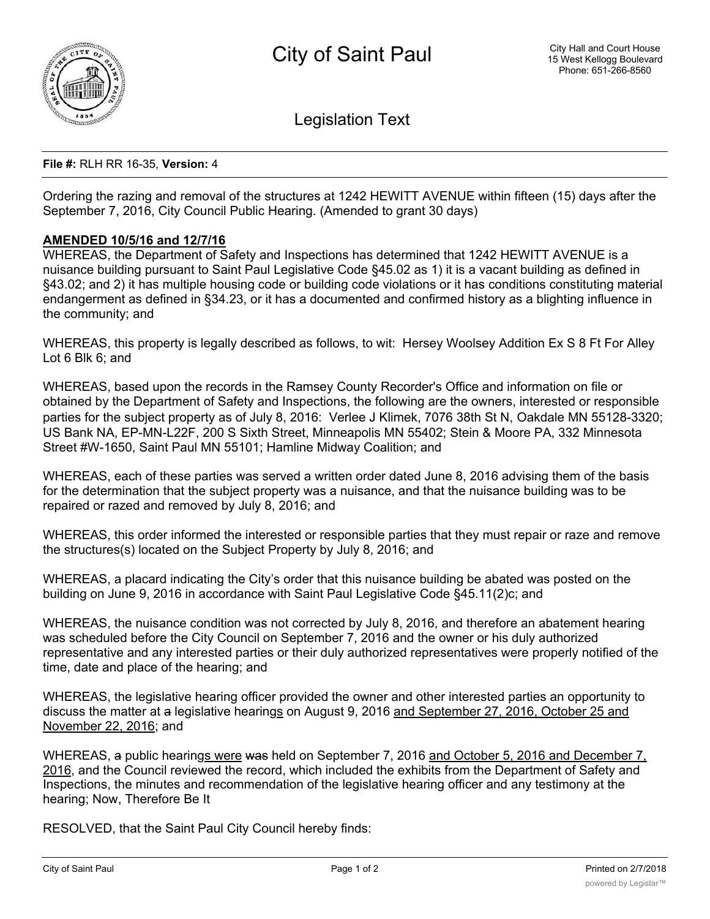# City of Saint Paul

City Hall and Court House
15 West Kellogg Boulevard
Phone: 651-266-8560

## Legislation Text

**File #:** RLH RR 16-35, **Version:** 4

Ordering the razing and removal of the structures at 1242 HEWITT AVENUE within fifteen (15) days after the September 7, 2016, City Council Public Hearing. (Amended to grant 30 days)

**AMENDED 10/5/16 and 12/7/16**

WHEREAS, the Department of Safety and Inspections has determined that 1242 HEWITT AVENUE is a nuisance building pursuant to Saint Paul Legislative Code §45.02 as 1) it is a vacant building as defined in §43.02; and 2) it has multiple housing code or building code violations or it has conditions constituting material endangerment as defined in §34.23, or it has a documented and confirmed history as a blighting influence in the community; and

WHEREAS, this property is legally described as follows, to wit: Hersey Woolsey Addition Ex S 8 Ft For Alley Lot 6 Blk 6; and

WHEREAS, based upon the records in the Ramsey County Recorder's Office and information on file or obtained by the Department of Safety and Inspections, the following are the owners, interested or responsible parties for the subject property as of July 8, 2016: Verlee J Klimek, 7076 38th St N, Oakdale MN 55128-3320; US Bank NA, EP-MN-L22F, 200 S Sixth Street, Minneapolis MN 55402; Stein & Moore PA, 332 Minnesota Street #W-1650, Saint Paul MN 55101; Hamline Midway Coalition; and

WHEREAS, each of these parties was served a written order dated June 8, 2016 advising them of the basis for the determination that the subject property was a nuisance, and that the nuisance building was to be repaired or razed and removed by July 8, 2016; and

WHEREAS, this order informed the interested or responsible parties that they must repair or raze and remove the structures(s) located on the Subject Property by July 8, 2016; and

WHEREAS, a placard indicating the City's order that this nuisance building be abated was posted on the building on June 9, 2016 in accordance with Saint Paul Legislative Code §45.11(2)c; and

WHEREAS, the nuisance condition was not corrected by July 8, 2016, and therefore an abatement hearing was scheduled before the City Council on September 7, 2016 and the owner or his duly authorized representative and any interested parties or their duly authorized representatives were properly notified of the time, date and place of the hearing; and

WHEREAS, the legislative hearing officer provided the owner and other interested parties an opportunity to discuss the matter at ~~a~~ legislative hearing<u>s</u> on August 9, 2016 <u>and September 27, 2016, October 25 and November 22, 2016</u>; and

WHEREAS, ~~a~~ public hearing<u>s were</u> ~~was~~ held on September 7, 2016 <u>and October 5, 2016 and December 7, 2016</u>, and the Council reviewed the record, which included the exhibits from the Department of Safety and Inspections, the minutes and recommendation of the legislative hearing officer and any testimony at the hearing; Now, Therefore Be It

RESOLVED, that the Saint Paul City Council hereby finds: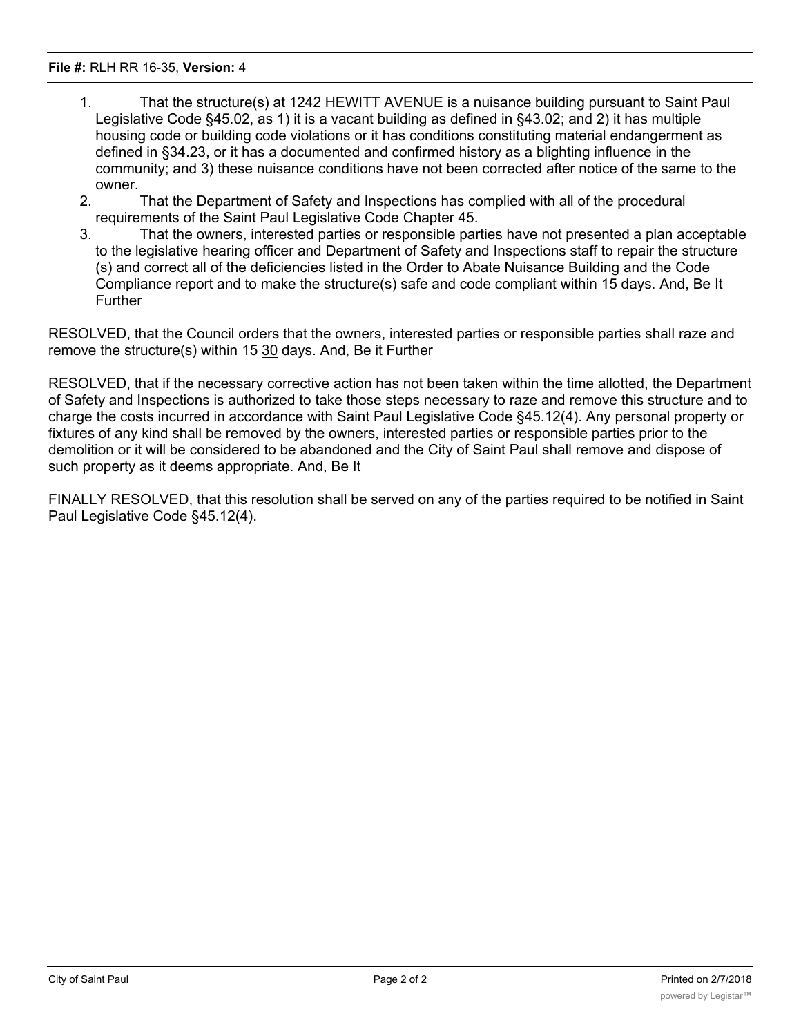1. That the structure(s) at 1242 HEWITT AVENUE is a nuisance building pursuant to Saint Paul Legislative Code §45.02, as 1) it is a vacant building as defined in §43.02; and 2) it has multiple housing code or building code violations or it has conditions constituting material endangerment as defined in §34.23, or it has a documented and confirmed history as a blighting influence in the community; and 3) these nuisance conditions have not been corrected after notice of the same to the owner.
2. That the Department of Safety and Inspections has complied with all of the procedural requirements of the Saint Paul Legislative Code Chapter 45.
3. That the owners, interested parties or responsible parties have not presented a plan acceptable to the legislative hearing officer and Department of Safety and Inspections staff to repair the structure(s) and correct all of the deficiencies listed in the Order to Abate Nuisance Building and the Code Compliance report and to make the structure(s) safe and code compliant within 15 days. And, Be It Further

RESOLVED, that the Council orders that the owners, interested parties or responsible parties shall raze and remove the structure(s) within ~~15~~ <u>30</u> days. And, Be it Further

RESOLVED, that if the necessary corrective action has not been taken within the time allotted, the Department of Safety and Inspections is authorized to take those steps necessary to raze and remove this structure and to charge the costs incurred in accordance with Saint Paul Legislative Code §45.12(4). Any personal property or fixtures of any kind shall be removed by the owners, interested parties or responsible parties prior to the demolition or it will be considered to be abandoned and the City of Saint Paul shall remove and dispose of such property as it deems appropriate. And, Be It

FINALLY RESOLVED, that this resolution shall be served on any of the parties required to be notified in Saint Paul Legislative Code §45.12(4).